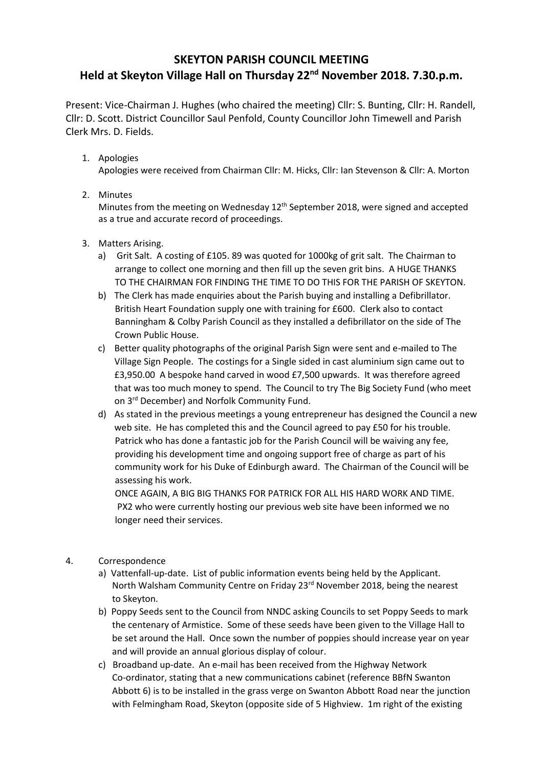# SKEYTON PARISH COUNCIL MEETING

## Held at Skeyton Village Hall on Thursday 22nd November 2018. 7.30.p.m.

Present: Vice-Chairman J. Hughes (who chaired the meeting) Cllr: S. Bunting, Cllr: H. Randell, Cllr: D. Scott. District Councillor Saul Penfold, County Councillor John Timewell and Parish Clerk Mrs. D. Fields.

1. Apologies
   Apologies were received from Chairman Cllr: M. Hicks, Cllr: Ian Stevenson & Cllr: A. Morton

2. Minutes
   Minutes from the meeting on Wednesday 12th September 2018, were signed and accepted as a true and accurate record of proceedings.

3. Matters Arising.
   a) Grit Salt. A costing of £105. 89 was quoted for 1000kg of grit salt. The Chairman to arrange to collect one morning and then fill up the seven grit bins. A HUGE THANKS TO THE CHAIRMAN FOR FINDING THE TIME TO DO THIS FOR THE PARISH OF SKEYTON.
   b) The Clerk has made enquiries about the Parish buying and installing a Defibrillator. British Heart Foundation supply one with training for £600. Clerk also to contact Banningham & Colby Parish Council as they installed a defibrillator on the side of The Crown Public House.
   c) Better quality photographs of the original Parish Sign were sent and e-mailed to The Village Sign People. The costings for a Single sided in cast aluminium sign came out to £3,950.00 A bespoke hand carved in wood £7,500 upwards. It was therefore agreed that was too much money to spend. The Council to try The Big Society Fund (who meet on 3rd December) and Norfolk Community Fund.
   d) As stated in the previous meetings a young entrepreneur has designed the Council a new web site. He has completed this and the Council agreed to pay £50 for his trouble. Patrick who has done a fantastic job for the Parish Council will be waiving any fee, providing his development time and ongoing support free of charge as part of his community work for his Duke of Edinburgh award. The Chairman of the Council will be assessing his work.
      ONCE AGAIN, A BIG BIG THANKS FOR PATRICK FOR ALL HIS HARD WORK AND TIME.
      PX2 who were currently hosting our previous web site have been informed we no longer need their services.

4. Correspondence
   a) Vattenfall-up-date. List of public information events being held by the Applicant. North Walsham Community Centre on Friday 23rd November 2018, being the nearest to Skeyton.
   b) Poppy Seeds sent to the Council from NNDC asking Councils to set Poppy Seeds to mark the centenary of Armistice. Some of these seeds have been given to the Village Hall to be set around the Hall. Once sown the number of poppies should increase year on year and will provide an annual glorious display of colour.
   c) Broadband up-date. An e-mail has been received from the Highway Network Co-ordinator, stating that a new communications cabinet (reference BBfN Swanton Abbott 6) is to be installed in the grass verge on Swanton Abbott Road near the junction with Felmingham Road, Skeyton (opposite side of 5 Highview. 1m right of the existing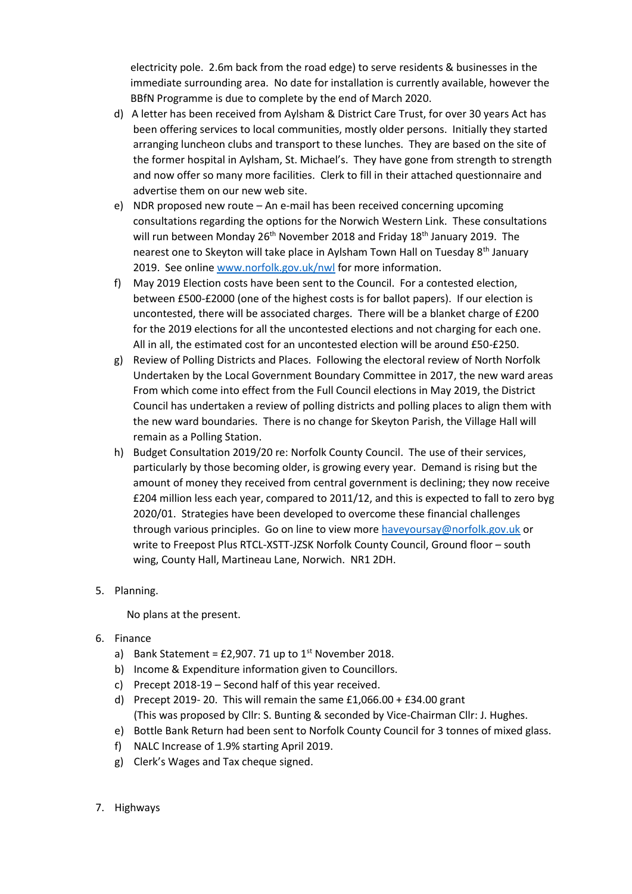electricity pole. 2.6m back from the road edge) to serve residents & businesses in the immediate surrounding area. No date for installation is currently available, however the BBfN Programme is due to complete by the end of March 2020.

d) A letter has been received from Aylsham & District Care Trust, for over 30 years Act has been offering services to local communities, mostly older persons. Initially they started arranging luncheon clubs and transport to these lunches. They are based on the site of the former hospital in Aylsham, St. Michael's. They have gone from strength to strength and now offer so many more facilities. Clerk to fill in their attached questionnaire and advertise them on our new web site.

e) NDR proposed new route – An e-mail has been received concerning upcoming consultations regarding the options for the Norwich Western Link. These consultations will run between Monday 26th November 2018 and Friday 18th January 2019. The nearest one to Skeyton will take place in Aylsham Town Hall on Tuesday 8th January 2019. See online [www.norfolk.gov.uk/nwl](www.norfolk.gov.uk/nwl) for more information.

f) May 2019 Election costs have been sent to the Council. For a contested election, between £500-£2000 (one of the highest costs is for ballot papers). If our election is uncontested, there will be associated charges. There will be a blanket charge of £200 for the 2019 elections for all the uncontested elections and not charging for each one. All in all, the estimated cost for an uncontested election will be around £50-£250.

g) Review of Polling Districts and Places. Following the electoral review of North Norfolk Undertaken by the Local Government Boundary Committee in 2017, the new ward areas From which come into effect from the Full Council elections in May 2019, the District Council has undertaken a review of polling districts and polling places to align them with the new ward boundaries. There is no change for Skeyton Parish, the Village Hall will remain as a Polling Station.

h) Budget Consultation 2019/20 re: Norfolk County Council. The use of their services, particularly by those becoming older, is growing every year. Demand is rising but the amount of money they received from central government is declining; they now receive £204 million less each year, compared to 2011/12, and this is expected to fall to zero byg 2020/01. Strategies have been developed to overcome these financial challenges through various principles. Go on line to view more [haveyoursay@norfolk.gov.uk](mailto:haveyoursay@norfolk.gov.uk) or write to Freepost Plus RTCL-XSTT-JZSK Norfolk County Council, Ground floor – south wing, County Hall, Martineau Lane, Norwich. NR1 2DH.

5. Planning.

   No plans at the present.

6. Finance
   a) Bank Statement = £2,907. 71 up to 1st November 2018.
   b) Income & Expenditure information given to Councillors.
   c) Precept 2018-19 – Second half of this year received.
   d) Precept 2019- 20. This will remain the same £1,066.00 + £34.00 grant (This was proposed by Cllr: S. Bunting & seconded by Vice-Chairman Cllr: J. Hughes.
   e) Bottle Bank Return had been sent to Norfolk County Council for 3 tonnes of mixed glass.
   f) NALC Increase of 1.9% starting April 2019.
   g) Clerk's Wages and Tax cheque signed.

7. Highways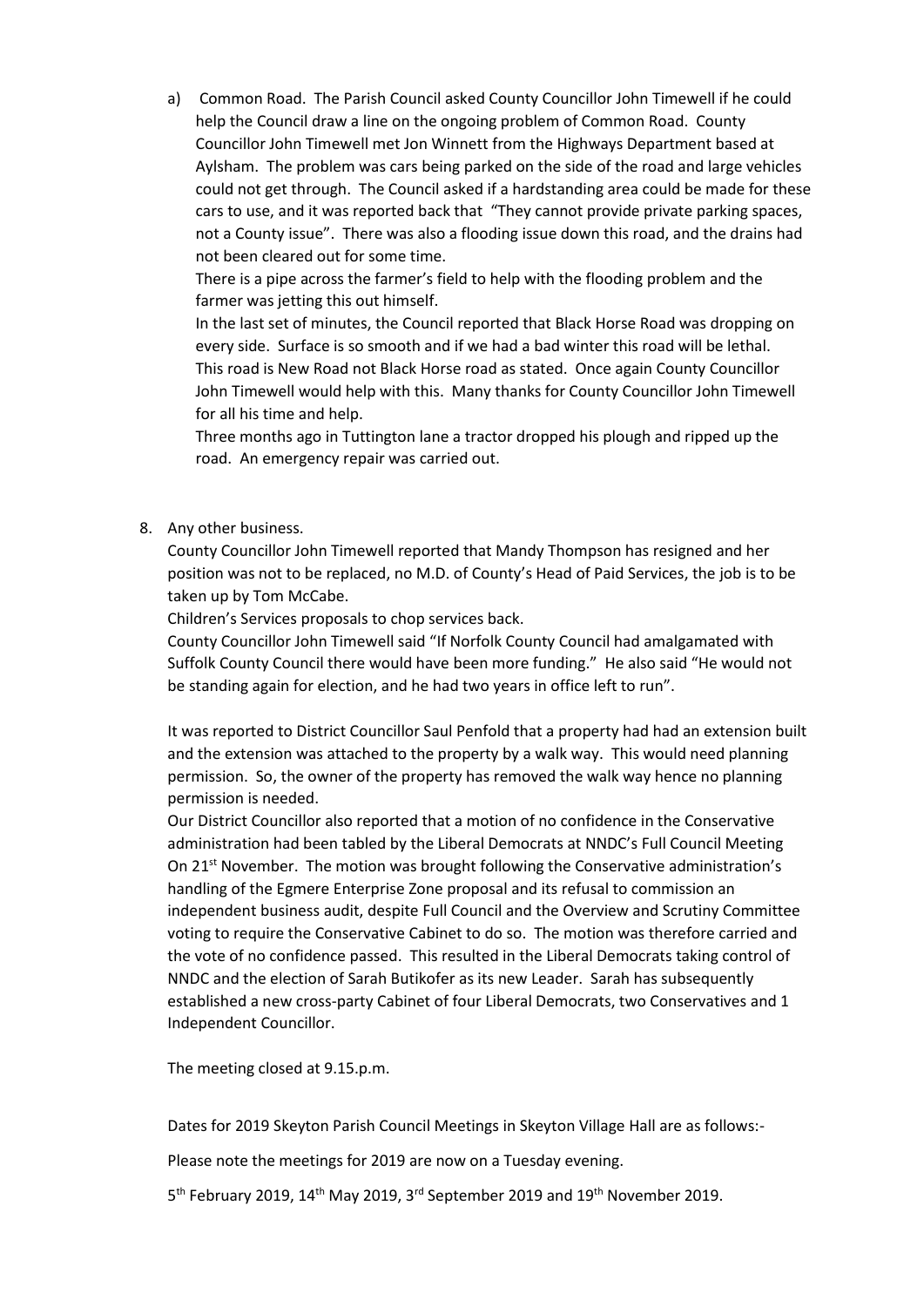a) Common Road. The Parish Council asked County Councillor John Timewell if he could help the Council draw a line on the ongoing problem of Common Road. County Councillor John Timewell met Jon Winnett from the Highways Department based at Aylsham. The problem was cars being parked on the side of the road and large vehicles could not get through. The Council asked if a hardstanding area could be made for these cars to use, and it was reported back that "They cannot provide private parking spaces, not a County issue". There was also a flooding issue down this road, and the drains had not been cleared out for some time.

   There is a pipe across the farmer's field to help with the flooding problem and the farmer was jetting this out himself.

   In the last set of minutes, the Council reported that Black Horse Road was dropping on every side. Surface is so smooth and if we had a bad winter this road will be lethal. This road is New Road not Black Horse road as stated. Once again County Councillor John Timewell would help with this. Many thanks for County Councillor John Timewell for all his time and help.

   Three months ago in Tuttington lane a tractor dropped his plough and ripped up the road. An emergency repair was carried out.

8. Any other business.

   County Councillor John Timewell reported that Mandy Thompson has resigned and her position was not to be replaced, no M.D. of County's Head of Paid Services, the job is to be taken up by Tom McCabe.

   Children's Services proposals to chop services back.

   County Councillor John Timewell said "If Norfolk County Council had amalgamated with Suffolk County Council there would have been more funding." He also said "He would not be standing again for election, and he had two years in office left to run".

   It was reported to District Councillor Saul Penfold that a property had had an extension built and the extension was attached to the property by a walk way. This would need planning permission. So, the owner of the property has removed the walk way hence no planning permission is needed.

   Our District Councillor also reported that a motion of no confidence in the Conservative administration had been tabled by the Liberal Democrats at NNDC's Full Council Meeting On 21st November. The motion was brought following the Conservative administration's handling of the Egmere Enterprise Zone proposal and its refusal to commission an independent business audit, despite Full Council and the Overview and Scrutiny Committee voting to require the Conservative Cabinet to do so. The motion was therefore carried and the vote of no confidence passed. This resulted in the Liberal Democrats taking control of NNDC and the election of Sarah Butikofer as its new Leader. Sarah has subsequently established a new cross-party Cabinet of four Liberal Democrats, two Conservatives and 1 Independent Councillor.

   The meeting closed at 9.15.p.m.

   Dates for 2019 Skeyton Parish Council Meetings in Skeyton Village Hall are as follows:-

   Please note the meetings for 2019 are now on a Tuesday evening.

   5th February 2019, 14th May 2019, 3rd September 2019 and 19th November 2019.